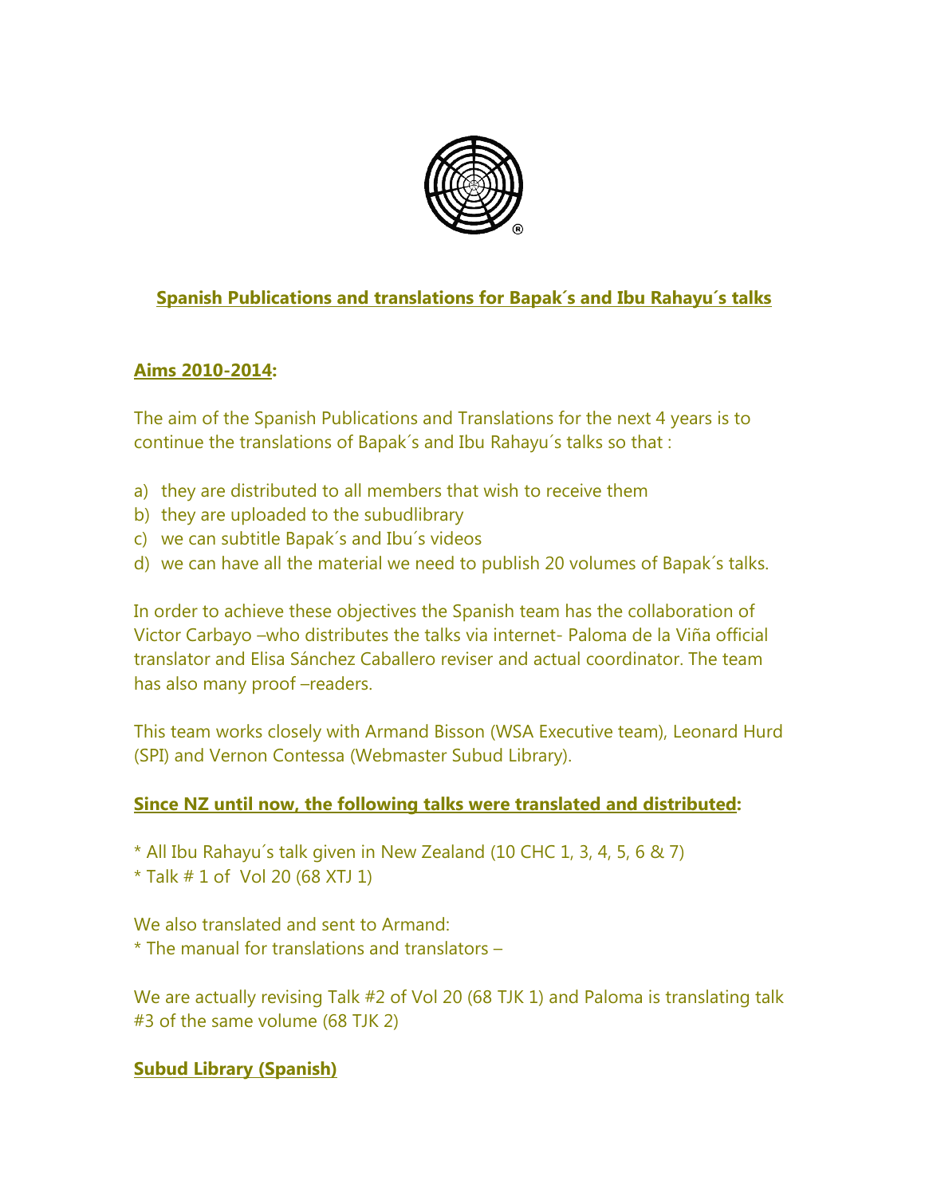## Spanish Publications and translations for Bapak´s and Ibu Rahayu´s talks

### Aims 2010-2014:

The aim of the Spanish Publications and Translations for the next 4 years is to continue the translations of Bapak´s and Ibu Rahayu´s talks so that :

a) they are distributed to all members that wish to receive them
b) they are uploaded to the subudlibrary
c) we can subtitle Bapak´s and Ibu´s videos
d) we can have all the material we need to publish 20 volumes of Bapak´s talks.

In order to achieve these objectives the Spanish team has the collaboration of Victor Carbayo –who distributes the talks via internet- Paloma de la Viña official translator and Elisa Sánchez Caballero reviser and actual coordinator. The team has also many proof –readers.

This team works closely with Armand Bisson (WSA Executive team), Leonard Hurd (SPI) and Vernon Contessa (Webmaster Subud Library).

### Since NZ until now, the following talks were translated and distributed:

* All Ibu Rahayu´s talk given in New Zealand (10 CHC 1, 3, 4, 5, 6 & 7)
* Talk # 1 of Vol 20 (68 XTJ 1)

We also translated and sent to Armand:
* The manual for translations and translators –

We are actually revising Talk #2 of Vol 20 (68 TJK 1) and Paloma is translating talk #3 of the same volume (68 TJK 2)

### Subud Library (Spanish)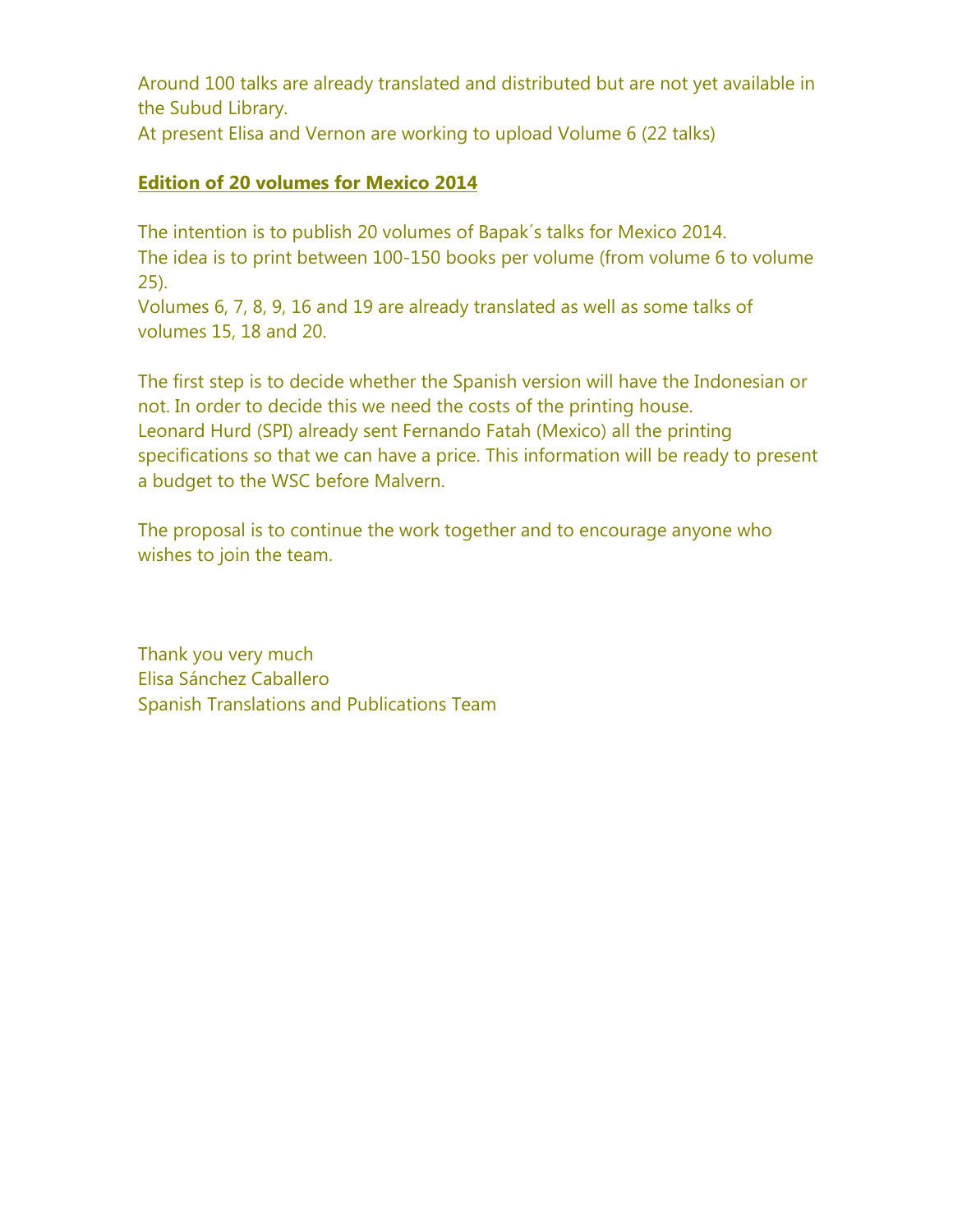Around 100 talks are already translated and distributed but are not yet available in the Subud Library.
At present Elisa and Vernon are working to upload Volume 6 (22 talks)

**Edition of 20 volumes for Mexico 2014**

The intention is to publish 20 volumes of Bapak´s talks for Mexico 2014.
The idea is to print between 100-150 books per volume (from volume 6 to volume 25).
Volumes 6, 7, 8, 9, 16 and 19 are already translated as well as some talks of volumes 15, 18 and 20.

The first step is to decide whether the Spanish version will have the Indonesian or not. In order to decide this we need the costs of the printing house.
Leonard Hurd (SPI) already sent Fernando Fatah (Mexico) all the printing specifications so that we can have a price. This information will be ready to present a budget to the WSC before Malvern.

The proposal is to continue the work together and to encourage anyone who wishes to join the team.

Thank you very much
Elisa Sánchez Caballero
Spanish Translations and Publications Team